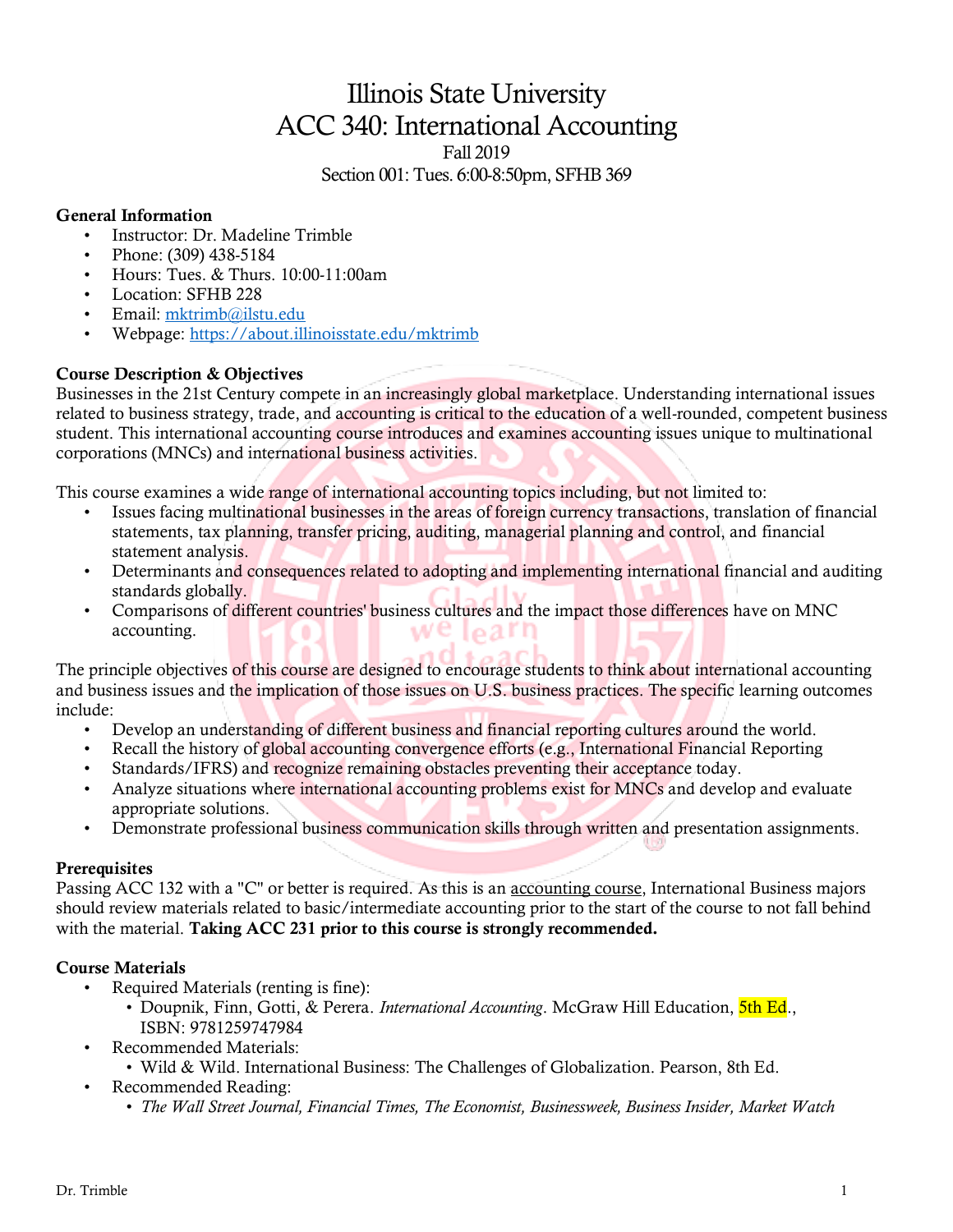# Illinois State University
# ACC 340: International Accounting

Fall 2019

Section 001: Tues. 6:00-8:50pm, SFHB 369

**General Information**

- Instructor: Dr. Madeline Trimble
- Phone: (309) 438-5184
- Hours: Tues. & Thurs. 10:00-11:00am
- Location: SFHB 228
- Email: mktrimb@ilstu.edu
- Webpage: https://about.illinoisstate.edu/mktrimb

**Course Description & Objectives**

Businesses in the 21st Century compete in an increasingly global marketplace. Understanding international issues related to business strategy, trade, and accounting is critical to the education of a well-rounded, competent business student. This international accounting course introduces and examines accounting issues unique to multinational corporations (MNCs) and international business activities.

This course examines a wide range of international accounting topics including, but not limited to:

- Issues facing multinational businesses in the areas of foreign currency transactions, translation of financial statements, tax planning, transfer pricing, auditing, managerial planning and control, and financial statement analysis.
- Determinants and consequences related to adopting and implementing international financial and auditing standards globally.
- Comparisons of different countries' business cultures and the impact those differences have on MNC accounting.

The principle objectives of this course are designed to encourage students to think about international accounting and business issues and the implication of those issues on U.S. business practices. The specific learning outcomes include:

- Develop an understanding of different business and financial reporting cultures around the world.
- Recall the history of global accounting convergence efforts (e.g., International Financial Reporting
- Standards/IFRS) and recognize remaining obstacles preventing their acceptance today.
- Analyze situations where international accounting problems exist for MNCs and develop and evaluate appropriate solutions.
- Demonstrate professional business communication skills through written and presentation assignments.

**Prerequisites**

Passing ACC 132 with a "C" or better is required. As this is an accounting course, International Business majors should review materials related to basic/intermediate accounting prior to the start of the course to not fall behind with the material. **Taking ACC 231 prior to this course is strongly recommended.**

**Course Materials**

- Required Materials (renting is fine):
  - Doupnik, Finn, Gotti, & Perera. *International Accounting*. McGraw Hill Education, 5th Ed., ISBN: 9781259747984
- Recommended Materials:
  - Wild & Wild. International Business: The Challenges of Globalization. Pearson, 8th Ed.
- Recommended Reading:
  - *The Wall Street Journal, Financial Times, The Economist, Businessweek, Business Insider, Market Watch*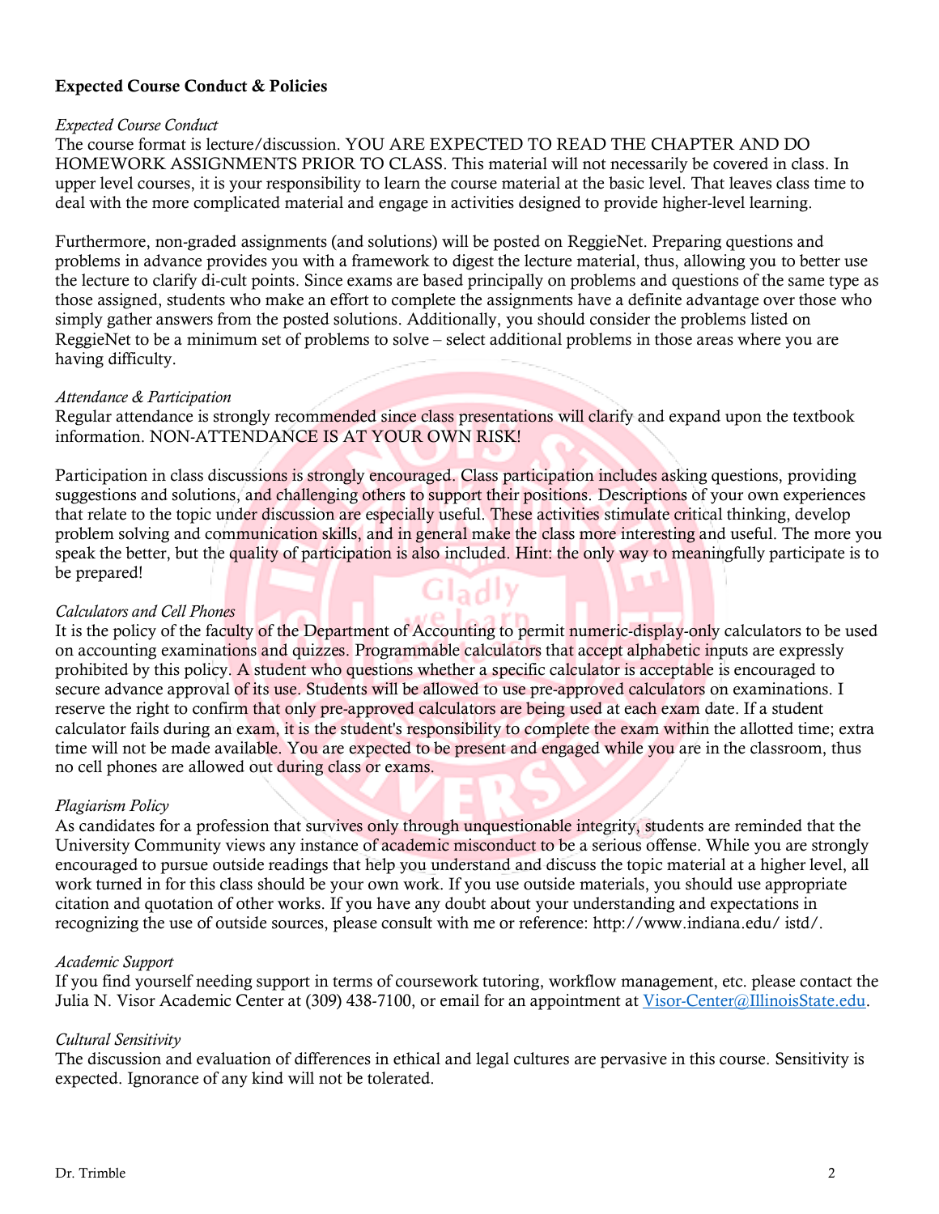**Expected Course Conduct & Policies**

*Expected Course Conduct*

The course format is lecture/discussion. YOU ARE EXPECTED TO READ THE CHAPTER AND DO HOMEWORK ASSIGNMENTS PRIOR TO CLASS. This material will not necessarily be covered in class. In upper level courses, it is your responsibility to learn the course material at the basic level. That leaves class time to deal with the more complicated material and engage in activities designed to provide higher-level learning.

Furthermore, non-graded assignments (and solutions) will be posted on ReggieNet. Preparing questions and problems in advance provides you with a framework to digest the lecture material, thus, allowing you to better use the lecture to clarify di-cult points. Since exams are based principally on problems and questions of the same type as those assigned, students who make an effort to complete the assignments have a definite advantage over those who simply gather answers from the posted solutions. Additionally, you should consider the problems listed on ReggieNet to be a minimum set of problems to solve – select additional problems in those areas where you are having difficulty.

*Attendance & Participation*

Regular attendance is strongly recommended since class presentations will clarify and expand upon the textbook information. NON-ATTENDANCE IS AT YOUR OWN RISK!

Participation in class discussions is strongly encouraged. Class participation includes asking questions, providing suggestions and solutions, and challenging others to support their positions. Descriptions of your own experiences that relate to the topic under discussion are especially useful. These activities stimulate critical thinking, develop problem solving and communication skills, and in general make the class more interesting and useful. The more you speak the better, but the quality of participation is also included. Hint: the only way to meaningfully participate is to be prepared!

*Calculators and Cell Phones*

It is the policy of the faculty of the Department of Accounting to permit numeric-display-only calculators to be used on accounting examinations and quizzes. Programmable calculators that accept alphabetic inputs are expressly prohibited by this policy. A student who questions whether a specific calculator is acceptable is encouraged to secure advance approval of its use. Students will be allowed to use pre-approved calculators on examinations. I reserve the right to confirm that only pre-approved calculators are being used at each exam date. If a student calculator fails during an exam, it is the student's responsibility to complete the exam within the allotted time; extra time will not be made available. You are expected to be present and engaged while you are in the classroom, thus no cell phones are allowed out during class or exams.

*Plagiarism Policy*

As candidates for a profession that survives only through unquestionable integrity, students are reminded that the University Community views any instance of academic misconduct to be a serious offense. While you are strongly encouraged to pursue outside readings that help you understand and discuss the topic material at a higher level, all work turned in for this class should be your own work. If you use outside materials, you should use appropriate citation and quotation of other works. If you have any doubt about your understanding and expectations in recognizing the use of outside sources, please consult with me or reference: http://www.indiana.edu/ istd/.

*Academic Support*

If you find yourself needing support in terms of coursework tutoring, workflow management, etc. please contact the Julia N. Visor Academic Center at (309) 438-7100, or email for an appointment at Visor-Center@IllinoisState.edu.

*Cultural Sensitivity*

The discussion and evaluation of differences in ethical and legal cultures are pervasive in this course. Sensitivity is expected. Ignorance of any kind will not be tolerated.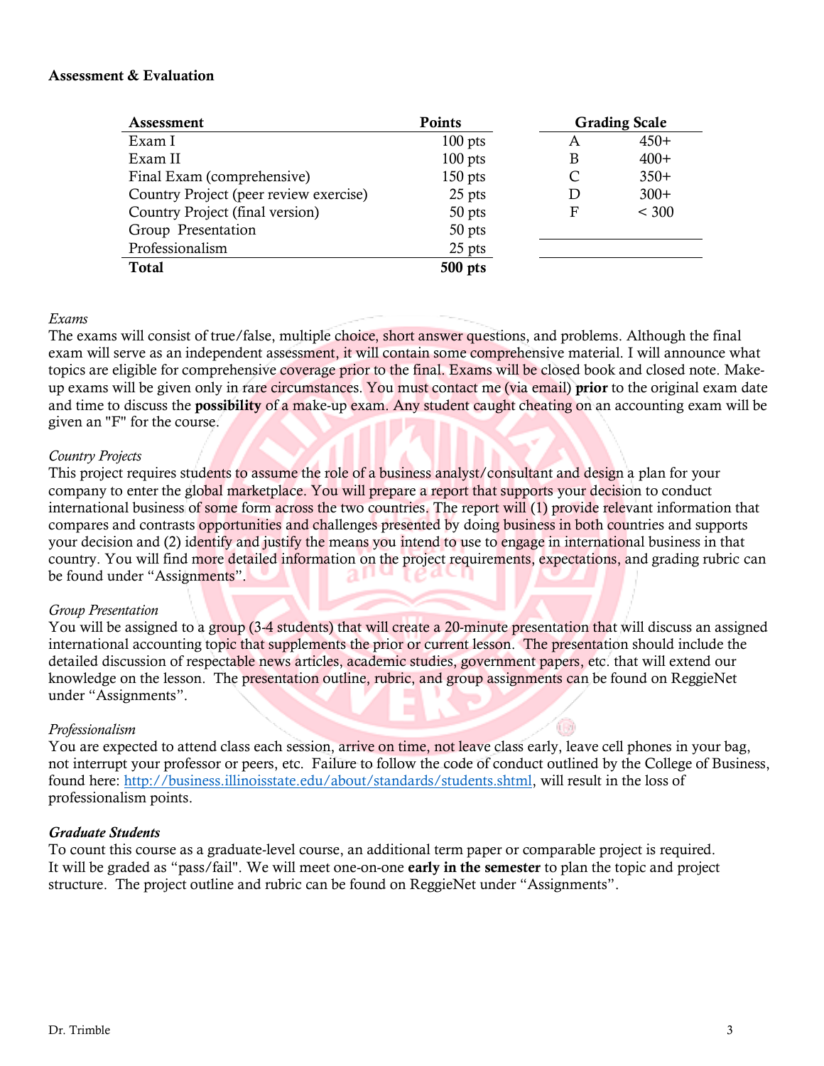**Assessment & Evaluation**

| Assessment | Points |
|---|---|
| Exam I | 100 pts |
| Exam II | 100 pts |
| Final Exam (comprehensive) | 150 pts |
| Country Project (peer review exercise) | 25 pts |
| Country Project (final version) | 50 pts |
| Group Presentation | 50 pts |
| Professionalism | 25 pts |
| **Total** | **500 pts** |

| Grading Scale | |
|---|---|
| A | 450+ |
| B | 400+ |
| C | 350+ |
| D | 300+ |
| F | < 300 |

*Exams*

The exams will consist of true/false, multiple choice, short answer questions, and problems. Although the final exam will serve as an independent assessment, it will contain some comprehensive material. I will announce what topics are eligible for comprehensive coverage prior to the final. Exams will be closed book and closed note. Make-up exams will be given only in rare circumstances. You must contact me (via email) **prior** to the original exam date and time to discuss the **possibility** of a make-up exam. Any student caught cheating on an accounting exam will be given an "F" for the course.

*Country Projects*

This project requires students to assume the role of a business analyst/consultant and design a plan for your company to enter the global marketplace. You will prepare a report that supports your decision to conduct international business of some form across the two countries. The report will (1) provide relevant information that compares and contrasts opportunities and challenges presented by doing business in both countries and supports your decision and (2) identify and justify the means you intend to use to engage in international business in that country. You will find more detailed information on the project requirements, expectations, and grading rubric can be found under "Assignments".

*Group Presentation*

You will be assigned to a group (3-4 students) that will create a 20-minute presentation that will discuss an assigned international accounting topic that supplements the prior or current lesson. The presentation should include the detailed discussion of respectable news articles, academic studies, government papers, etc. that will extend our knowledge on the lesson. The presentation outline, rubric, and group assignments can be found on ReggieNet under "Assignments".

*Professionalism*

You are expected to attend class each session, arrive on time, not leave class early, leave cell phones in your bag, not interrupt your professor or peers, etc. Failure to follow the code of conduct outlined by the College of Business, found here: http://business.illinoisstate.edu/about/standards/students.shtml, will result in the loss of professionalism points.

***Graduate Students***

To count this course as a graduate-level course, an additional term paper or comparable project is required. It will be graded as "pass/fail". We will meet one-on-one **early in the semester** to plan the topic and project structure. The project outline and rubric can be found on ReggieNet under "Assignments".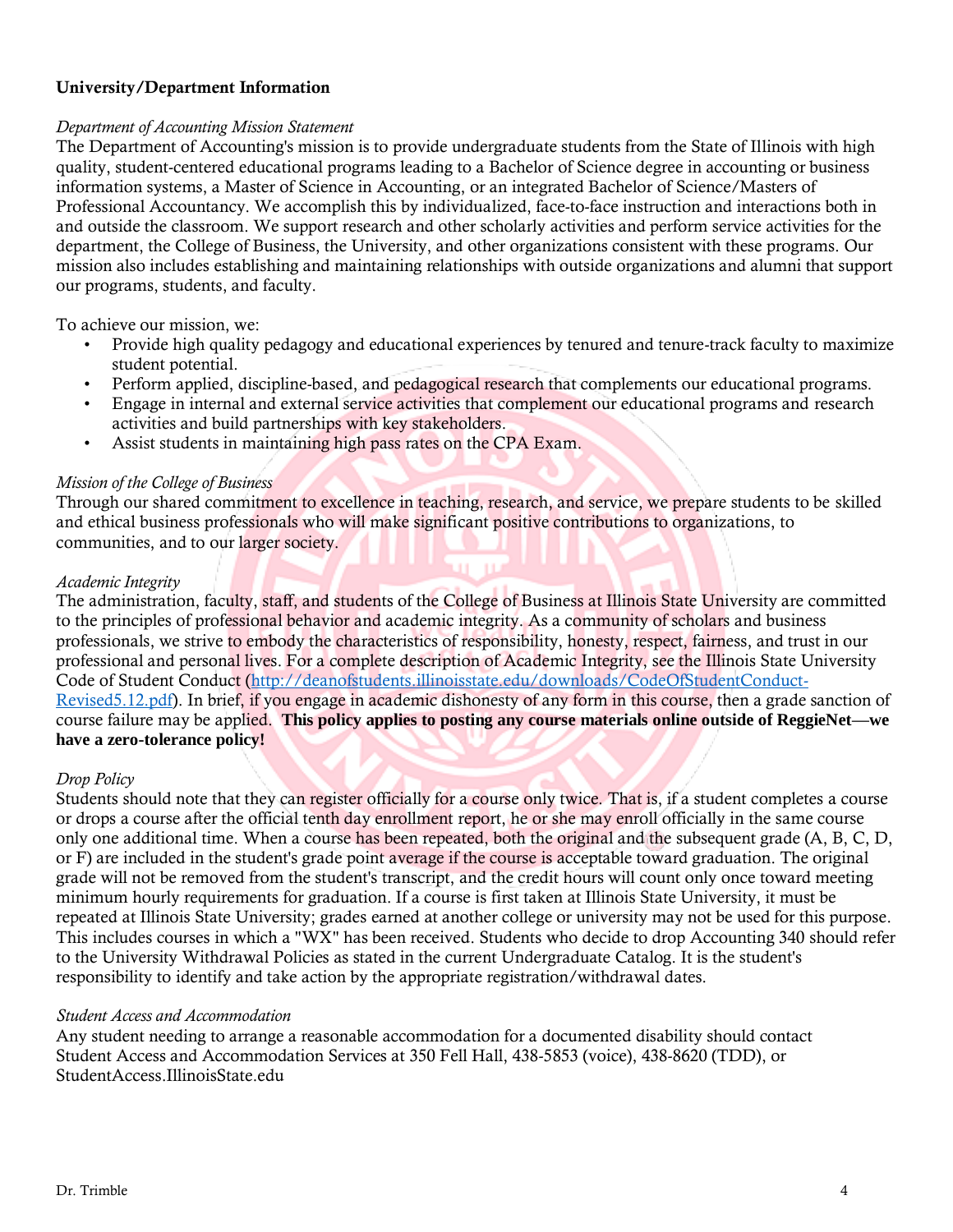## University/Department Information

*Department of Accounting Mission Statement*

The Department of Accounting's mission is to provide undergraduate students from the State of Illinois with high quality, student-centered educational programs leading to a Bachelor of Science degree in accounting or business information systems, a Master of Science in Accounting, or an integrated Bachelor of Science/Masters of Professional Accountancy. We accomplish this by individualized, face-to-face instruction and interactions both in and outside the classroom. We support research and other scholarly activities and perform service activities for the department, the College of Business, the University, and other organizations consistent with these programs. Our mission also includes establishing and maintaining relationships with outside organizations and alumni that support our programs, students, and faculty.

To achieve our mission, we:

- Provide high quality pedagogy and educational experiences by tenured and tenure-track faculty to maximize student potential.
- Perform applied, discipline-based, and pedagogical research that complements our educational programs.
- Engage in internal and external service activities that complement our educational programs and research activities and build partnerships with key stakeholders.
- Assist students in maintaining high pass rates on the CPA Exam.

*Mission of the College of Business*

Through our shared commitment to excellence in teaching, research, and service, we prepare students to be skilled and ethical business professionals who will make significant positive contributions to organizations, to communities, and to our larger society.

*Academic Integrity*

The administration, faculty, staff, and students of the College of Business at Illinois State University are committed to the principles of professional behavior and academic integrity. As a community of scholars and business professionals, we strive to embody the characteristics of responsibility, honesty, respect, fairness, and trust in our professional and personal lives. For a complete description of Academic Integrity, see the Illinois State University Code of Student Conduct (http://deanofstudents.illinoisstate.edu/downloads/CodeOfStudentConduct-Revised5.12.pdf). In brief, if you engage in academic dishonesty of any form in this course, then a grade sanction of course failure may be applied. **This policy applies to posting any course materials online outside of ReggieNet—we have a zero-tolerance policy!**

*Drop Policy*

Students should note that they can register officially for a course only twice. That is, if a student completes a course or drops a course after the official tenth day enrollment report, he or she may enroll officially in the same course only one additional time. When a course has been repeated, both the original and the subsequent grade (A, B, C, D, or F) are included in the student's grade point average if the course is acceptable toward graduation. The original grade will not be removed from the student's transcript, and the credit hours will count only once toward meeting minimum hourly requirements for graduation. If a course is first taken at Illinois State University, it must be repeated at Illinois State University; grades earned at another college or university may not be used for this purpose. This includes courses in which a "WX" has been received. Students who decide to drop Accounting 340 should refer to the University Withdrawal Policies as stated in the current Undergraduate Catalog. It is the student's responsibility to identify and take action by the appropriate registration/withdrawal dates.

*Student Access and Accommodation*

Any student needing to arrange a reasonable accommodation for a documented disability should contact Student Access and Accommodation Services at 350 Fell Hall, 438-5853 (voice), 438-8620 (TDD), or StudentAccess.IllinoisState.edu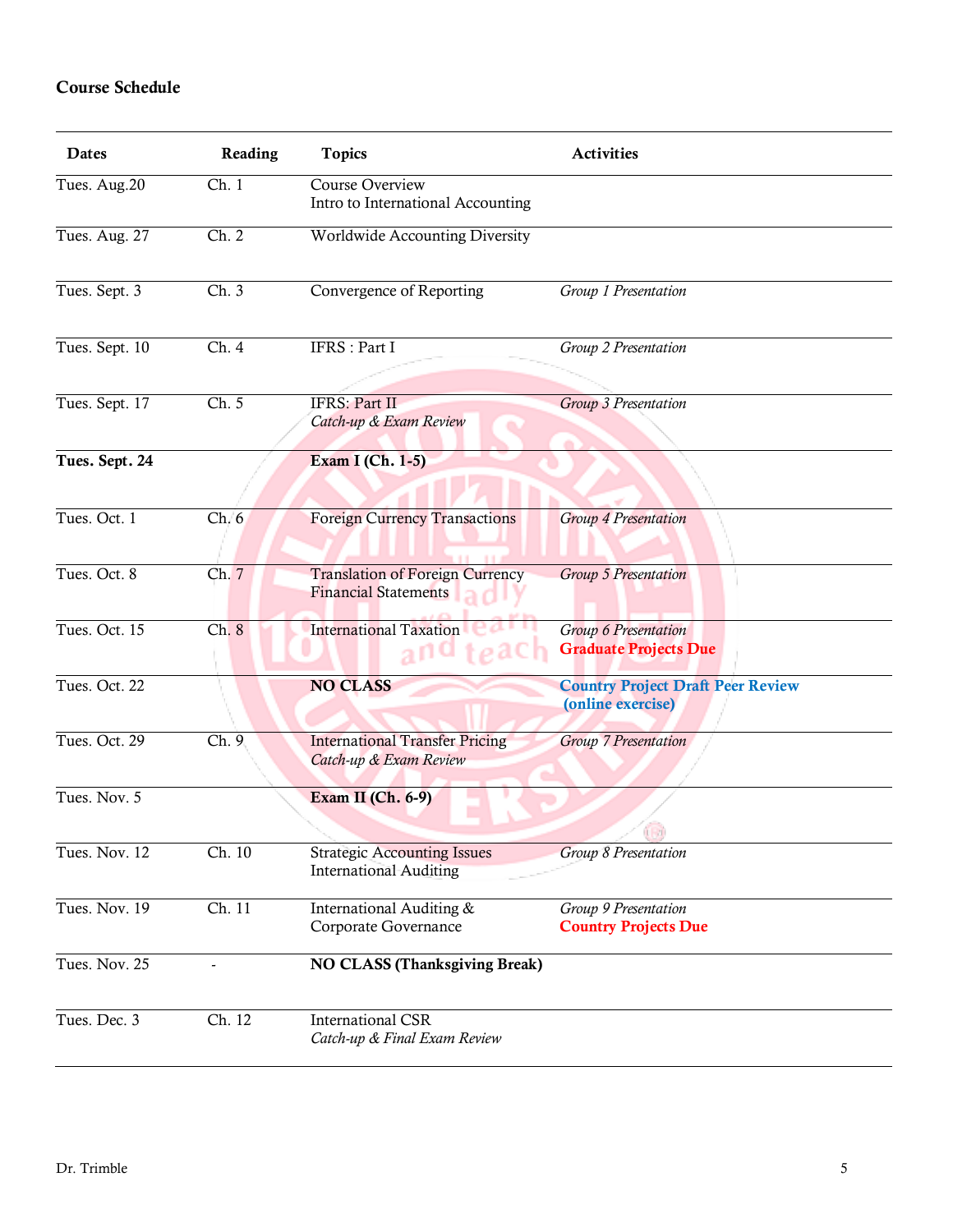**Course Schedule**

| Dates | Reading | Topics | Activities |
|---|---|---|---|
| Tues. Aug.20 | Ch. 1 | Course Overview<br>Intro to International Accounting | |
| Tues. Aug. 27 | Ch. 2 | Worldwide Accounting Diversity | |
| Tues. Sept. 3 | Ch. 3 | Convergence of Reporting | *Group 1 Presentation* |
| Tues. Sept. 10 | Ch. 4 | IFRS : Part I | *Group 2 Presentation* |
| Tues. Sept. 17 | Ch. 5 | IFRS: Part II<br>*Catch-up & Exam Review* | *Group 3 Presentation* |
| **Tues. Sept. 24** | | **Exam I (Ch. 1-5)** | |
| Tues. Oct. 1 | Ch. 6 | Foreign Currency Transactions | *Group 4 Presentation* |
| Tues. Oct. 8 | Ch. 7 | Translation of Foreign Currency Financial Statements | *Group 5 Presentation* |
| Tues. Oct. 15 | Ch. 8 | International Taxation | *Group 6 Presentation*<br>**Graduate Projects Due** |
| Tues. Oct. 22 | | **NO CLASS** | **Country Project Draft Peer Review (online exercise)** |
| Tues. Oct. 29 | Ch. 9 | International Transfer Pricing<br>*Catch-up & Exam Review* | *Group 7 Presentation* |
| Tues. Nov. 5 | | **Exam II (Ch. 6-9)** | |
| Tues. Nov. 12 | Ch. 10 | Strategic Accounting Issues<br>International Auditing | *Group 8 Presentation* |
| Tues. Nov. 19 | Ch. 11 | International Auditing & Corporate Governance | *Group 9 Presentation*<br>**Country Projects Due** |
| Tues. Nov. 25 | - | **NO CLASS (Thanksgiving Break)** | |
| Tues. Dec. 3 | Ch. 12 | International CSR<br>*Catch-up & Final Exam Review* | |